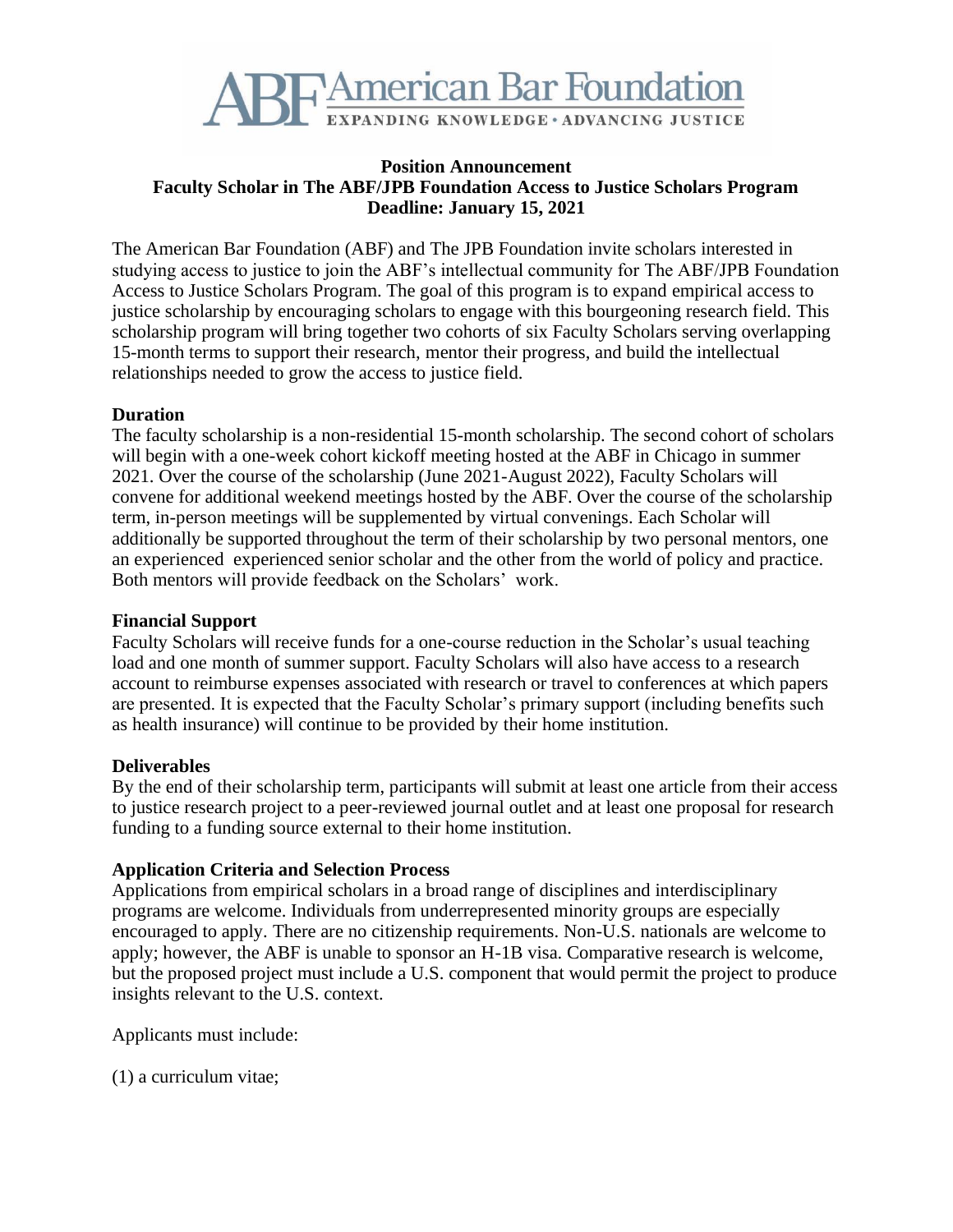**ABF American Bar Foundation**
EXPANDING KNOWLEDGE • ADVANCING JUSTICE

**Position Announcement**
**Faculty Scholar in The ABF/JPB Foundation Access to Justice Scholars Program**
**Deadline: January 15, 2021**

The American Bar Foundation (ABF) and The JPB Foundation invite scholars interested in studying access to justice to join the ABF's intellectual community for The ABF/JPB Foundation Access to Justice Scholars Program. The goal of this program is to expand empirical access to justice scholarship by encouraging scholars to engage with this bourgeoning research field. This scholarship program will bring together two cohorts of six Faculty Scholars serving overlapping 15-month terms to support their research, mentor their progress, and build the intellectual relationships needed to grow the access to justice field.

**Duration**
The faculty scholarship is a non-residential 15-month scholarship. The second cohort of scholars will begin with a one-week cohort kickoff meeting hosted at the ABF in Chicago in summer 2021. Over the course of the scholarship (June 2021-August 2022), Faculty Scholars will convene for additional weekend meetings hosted by the ABF. Over the course of the scholarship term, in-person meetings will be supplemented by virtual convenings. Each Scholar will additionally be supported throughout the term of their scholarship by two personal mentors, one an experienced experienced senior scholar and the other from the world of policy and practice. Both mentors will provide feedback on the Scholars' work.

**Financial Support**
Faculty Scholars will receive funds for a one-course reduction in the Scholar's usual teaching load and one month of summer support. Faculty Scholars will also have access to a research account to reimburse expenses associated with research or travel to conferences at which papers are presented. It is expected that the Faculty Scholar's primary support (including benefits such as health insurance) will continue to be provided by their home institution.

**Deliverables**
By the end of their scholarship term, participants will submit at least one article from their access to justice research project to a peer-reviewed journal outlet and at least one proposal for research funding to a funding source external to their home institution.

**Application Criteria and Selection Process**
Applications from empirical scholars in a broad range of disciplines and interdisciplinary programs are welcome. Individuals from underrepresented minority groups are especially encouraged to apply. There are no citizenship requirements. Non-U.S. nationals are welcome to apply; however, the ABF is unable to sponsor an H-1B visa. Comparative research is welcome, but the proposed project must include a U.S. component that would permit the project to produce insights relevant to the U.S. context.

Applicants must include:

(1) a curriculum vitae;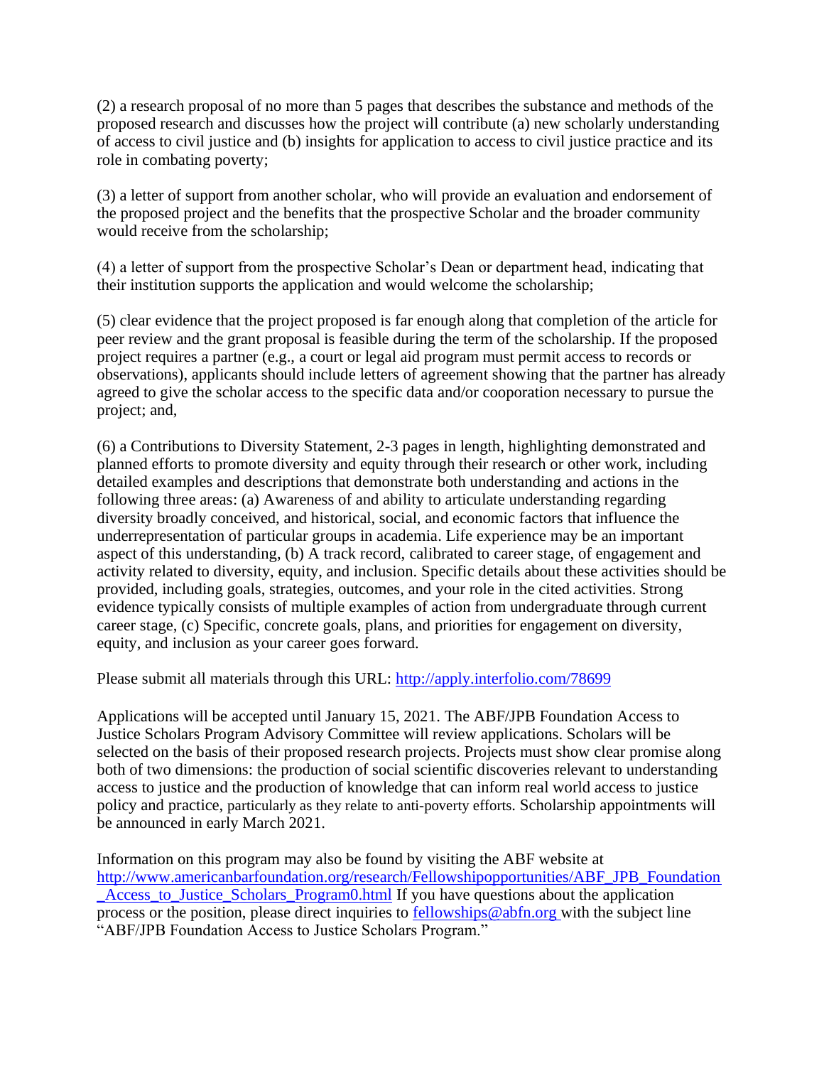(2) a research proposal of no more than 5 pages that describes the substance and methods of the proposed research and discusses how the project will contribute (a) new scholarly understanding of access to civil justice and (b) insights for application to access to civil justice practice and its role in combating poverty;

(3) a letter of support from another scholar, who will provide an evaluation and endorsement of the proposed project and the benefits that the prospective Scholar and the broader community would receive from the scholarship;

(4) a letter of support from the prospective Scholar's Dean or department head, indicating that their institution supports the application and would welcome the scholarship;

(5) clear evidence that the project proposed is far enough along that completion of the article for peer review and the grant proposal is feasible during the term of the scholarship. If the proposed project requires a partner (e.g., a court or legal aid program must permit access to records or observations), applicants should include letters of agreement showing that the partner has already agreed to give the scholar access to the specific data and/or cooperation necessary to pursue the project; and,

(6) a Contributions to Diversity Statement, 2-3 pages in length, highlighting demonstrated and planned efforts to promote diversity and equity through their research or other work, including detailed examples and descriptions that demonstrate both understanding and actions in the following three areas: (a) Awareness of and ability to articulate understanding regarding diversity broadly conceived, and historical, social, and economic factors that influence the underrepresentation of particular groups in academia. Life experience may be an important aspect of this understanding, (b) A track record, calibrated to career stage, of engagement and activity related to diversity, equity, and inclusion. Specific details about these activities should be provided, including goals, strategies, outcomes, and your role in the cited activities. Strong evidence typically consists of multiple examples of action from undergraduate through current career stage, (c) Specific, concrete goals, plans, and priorities for engagement on diversity, equity, and inclusion as your career goes forward.

Please submit all materials through this URL: [http://apply.interfolio.com/78699](http://apply.interfolio.com/78699)

Applications will be accepted until January 15, 2021. The ABF/JPB Foundation Access to Justice Scholars Program Advisory Committee will review applications. Scholars will be selected on the basis of their proposed research projects. Projects must show clear promise along both of two dimensions: the production of social scientific discoveries relevant to understanding access to justice and the production of knowledge that can inform real world access to justice policy and practice, particularly as they relate to anti-poverty efforts. Scholarship appointments will be announced in early March 2021.

Information on this program may also be found by visiting the ABF website at [http://www.americanbarfoundation.org/research/Fellowshipopportunities/ABF_JPB_Foundation_Access_to_Justice_Scholars_Program0.html](http://www.americanbarfoundation.org/research/Fellowshipopportunities/ABF_JPB_Foundation_Access_to_Justice_Scholars_Program0.html) If you have questions about the application process or the position, please direct inquiries to [fellowships@abfn.org](mailto:fellowships@abfn.org) with the subject line "ABF/JPB Foundation Access to Justice Scholars Program."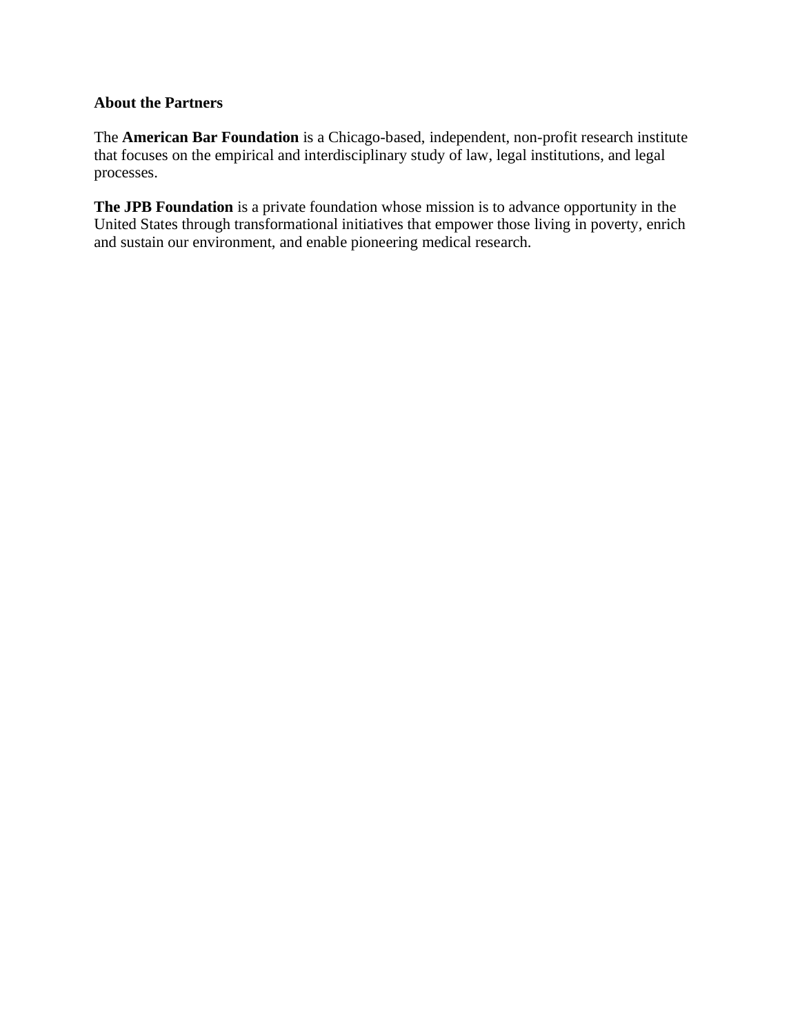**About the Partners**

The **American Bar Foundation** is a Chicago-based, independent, non-profit research institute that focuses on the empirical and interdisciplinary study of law, legal institutions, and legal processes.

**The JPB Foundation** is a private foundation whose mission is to advance opportunity in the United States through transformational initiatives that empower those living in poverty, enrich and sustain our environment, and enable pioneering medical research.